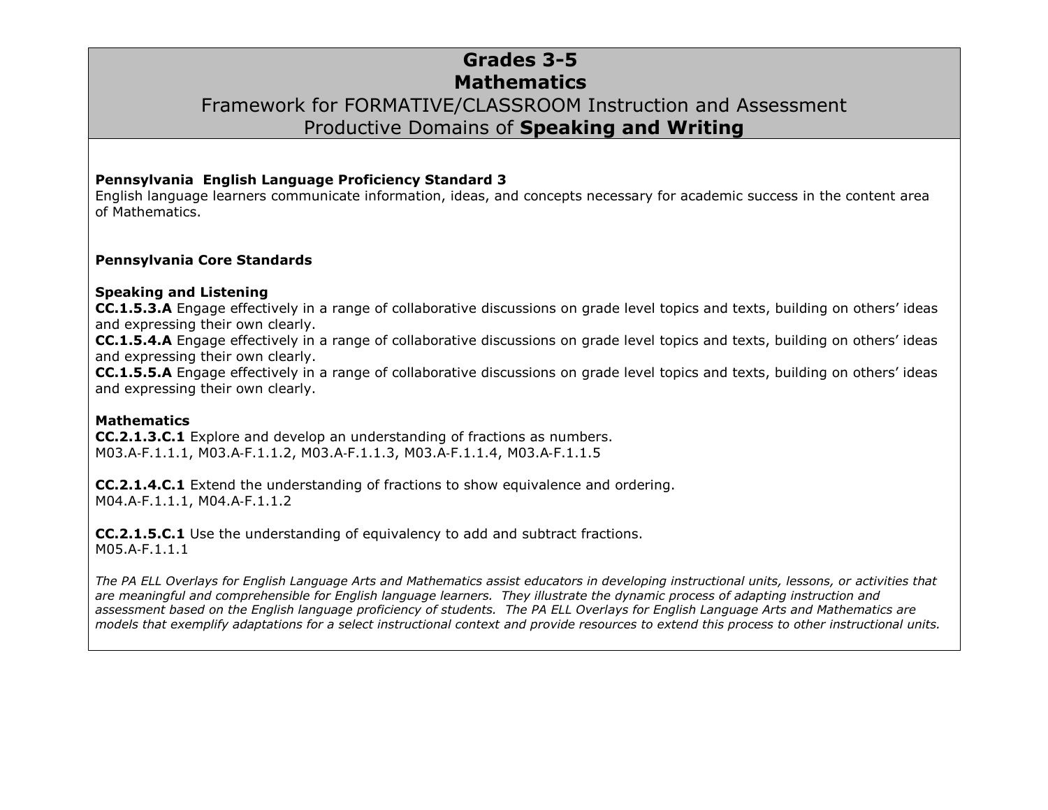# Grades 3-5
# Mathematics

## Framework for FORMATIVE/CLASSROOM Instruction and Assessment
## Productive Domains of **Speaking and Writing**

**Pennsylvania English Language Proficiency Standard 3**
English language learners communicate information, ideas, and concepts necessary for academic success in the content area of Mathematics.

**Pennsylvania Core Standards**

**Speaking and Listening**
**CC.1.5.3.A** Engage effectively in a range of collaborative discussions on grade level topics and texts, building on others' ideas and expressing their own clearly.
**CC.1.5.4.A** Engage effectively in a range of collaborative discussions on grade level topics and texts, building on others' ideas and expressing their own clearly.
**CC.1.5.5.A** Engage effectively in a range of collaborative discussions on grade level topics and texts, building on others' ideas and expressing their own clearly.

**Mathematics**
**CC.2.1.3.C.1** Explore and develop an understanding of fractions as numbers.
M03.A-F.1.1.1, M03.A-F.1.1.2, M03.A-F.1.1.3, M03.A-F.1.1.4, M03.A-F.1.1.5

**CC.2.1.4.C.1** Extend the understanding of fractions to show equivalence and ordering.
M04.A-F.1.1.1, M04.A-F.1.1.2

**CC.2.1.5.C.1** Use the understanding of equivalency to add and subtract fractions.
M05.A-F.1.1.1

*The PA ELL Overlays for English Language Arts and Mathematics assist educators in developing instructional units, lessons, or activities that are meaningful and comprehensible for English language learners. They illustrate the dynamic process of adapting instruction and assessment based on the English language proficiency of students. The PA ELL Overlays for English Language Arts and Mathematics are models that exemplify adaptations for a select instructional context and provide resources to extend this process to other instructional units.*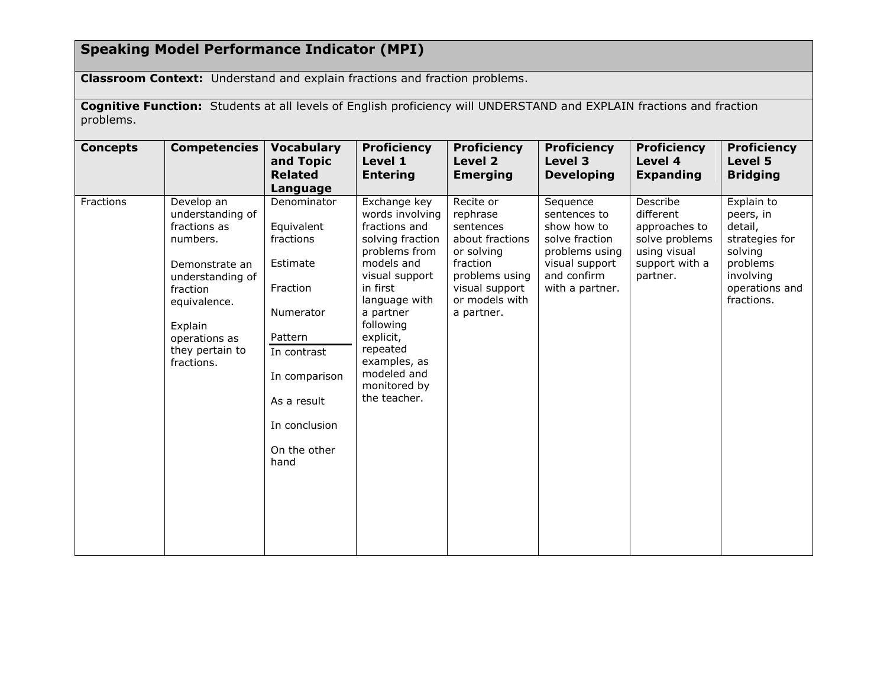## Speaking Model Performance Indicator (MPI)

**Classroom Context:** Understand and explain fractions and fraction problems.

**Cognitive Function:** Students at all levels of English proficiency will UNDERSTAND and EXPLAIN fractions and fraction problems.

| Concepts | Competencies | Vocabulary and Topic Related Language | Proficiency Level 1 Entering | Proficiency Level 2 Emerging | Proficiency Level 3 Developing | Proficiency Level 4 Expanding | Proficiency Level 5 Bridging |
|---|---|---|---|---|---|---|---|
| Fractions | Develop an understanding of fractions as numbers.<br><br>Demonstrate an understanding of fraction equivalence.<br><br>Explain operations as they pertain to fractions. | Denominator<br><br>Equivalent fractions<br><br>Estimate<br><br>Fraction<br><br>Numerator<br><br>Pattern<br>In contrast<br><br>In comparison<br><br>As a result<br><br>In conclusion<br><br>On the other hand | Exchange key words involving fractions and solving fraction problems from models and visual support in first language with a partner following explicit, repeated examples, as modeled and monitored by the teacher. | Recite or rephrase sentences about fractions or solving fraction problems using visual support or models with a partner. | Sequence sentences to show how to solve fraction problems using visual support and confirm with a partner. | Describe different approaches to solve problems using visual support with a partner. | Explain to peers, in detail, strategies for solving problems involving operations and fractions. |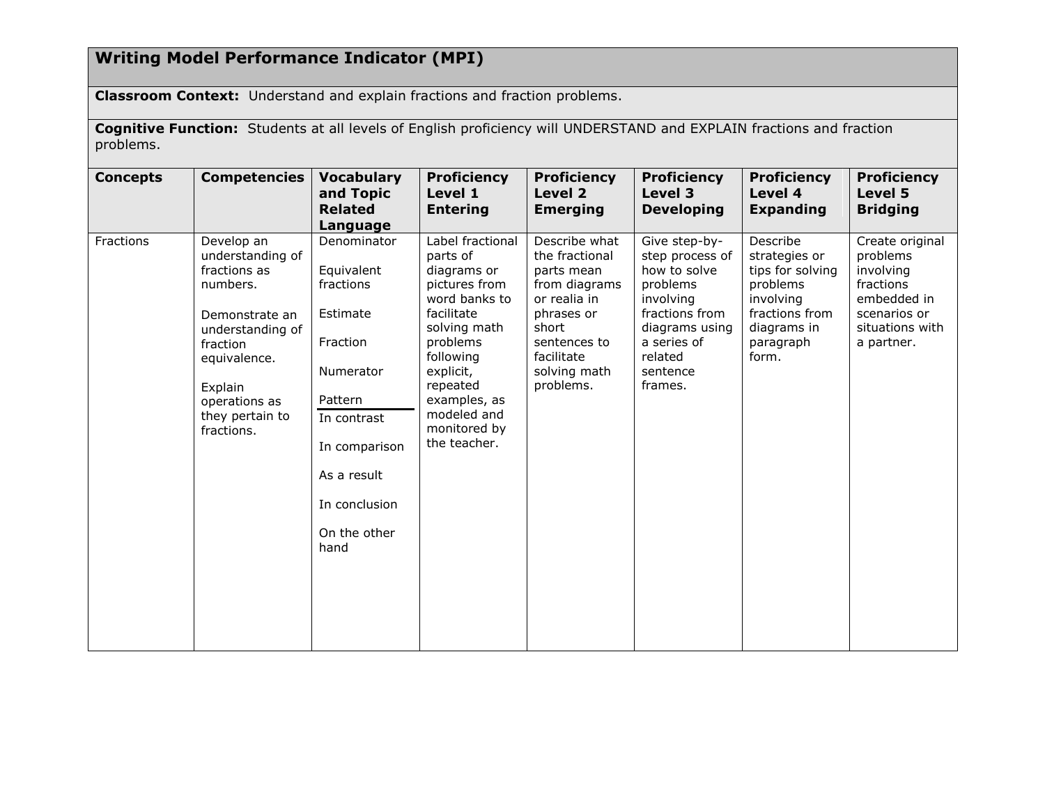## Writing Model Performance Indicator (MPI)

**Classroom Context:** Understand and explain fractions and fraction problems.

**Cognitive Function:** Students at all levels of English proficiency will UNDERSTAND and EXPLAIN fractions and fraction problems.

| Concepts | Competencies | Vocabulary and Topic Related Language | Proficiency Level 1 Entering | Proficiency Level 2 Emerging | Proficiency Level 3 Developing | Proficiency Level 4 Expanding | Proficiency Level 5 Bridging |
|---|---|---|---|---|---|---|---|
| Fractions | Develop an understanding of fractions as numbers.<br><br>Demonstrate an understanding of fraction equivalence.<br><br>Explain operations as they pertain to fractions. | Denominator<br><br>Equivalent fractions<br><br>Estimate<br><br>Fraction<br><br>Numerator<br><br>Pattern<br>---<br>In contrast<br><br>In comparison<br><br>As a result<br><br>In conclusion<br><br>On the other hand | Label fractional parts of diagrams or pictures from word banks to facilitate solving math problems following explicit, repeated examples, as modeled and monitored by the teacher. | Describe what the fractional parts mean from diagrams or realia in phrases or short sentences to facilitate solving math problems. | Give step-by-step process of how to solve problems involving fractions from diagrams using a series of related sentence frames. | Describe strategies or tips for solving problems involving fractions from diagrams in paragraph form. | Create original problems involving fractions embedded in scenarios or situations with a partner. |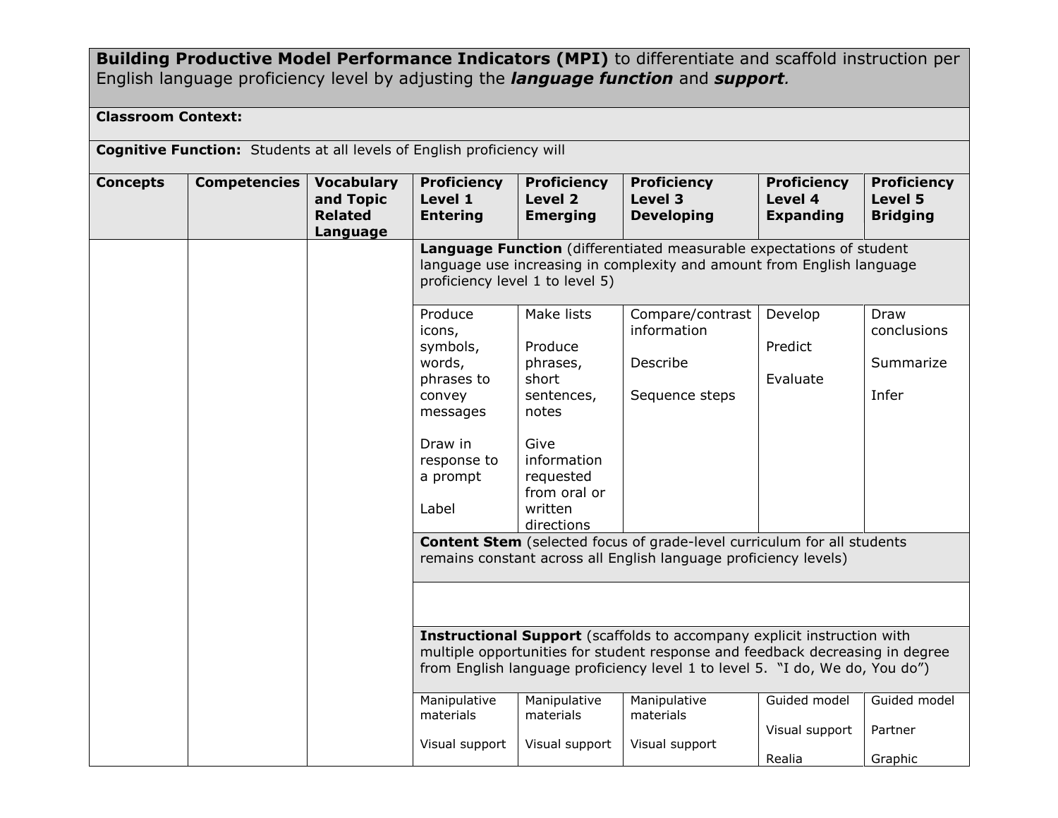| **Building Productive Model Performance Indicators (MPI)** to differentiate and scaffold instruction per English language proficiency level by adjusting the ***language function*** and ***support.*** | | | | | | | |
|---|---|---|---|---|---|---|---|
| **Classroom Context:** | | | | | | | |
| **Cognitive Function:** Students at all levels of English proficiency will | | | | | | | |
| **Concepts** | **Competencies** | **Vocabulary and Topic Related Language** | **Proficiency Level 1 Entering** | **Proficiency Level 2 Emerging** | **Proficiency Level 3 Developing** | **Proficiency Level 4 Expanding** | **Proficiency Level 5 Bridging** |
| | | | **Language Function** (differentiated measurable expectations of student language use increasing in complexity and amount from English language proficiency level 1 to level 5) | | | | |
| | | | Produce icons, symbols, words, phrases to convey messages<br><br>Draw in response to a prompt<br><br>Label | Make lists<br><br>Produce phrases, short sentences, notes<br><br>Give information requested from oral or written directions | Compare/contrast information<br><br>Describe<br><br>Sequence steps | Develop<br><br>Predict<br><br>Evaluate | Draw conclusions<br><br>Summarize<br><br>Infer |
| | | | **Content Stem** (selected focus of grade-level curriculum for all students remains constant across all English language proficiency levels) | | | | |
| | | | | | | | |
| | | | **Instructional Support** (scaffolds to accompany explicit instruction with multiple opportunities for student response and feedback decreasing in degree from English language proficiency level 1 to level 5. "I do, We do, You do") | | | | |
| | | | Manipulative materials<br><br>Visual support | Manipulative materials<br><br>Visual support | Manipulative materials<br><br>Visual support | Guided model<br><br>Visual support<br><br>Realia | Guided model<br><br>Partner<br><br>Graphic |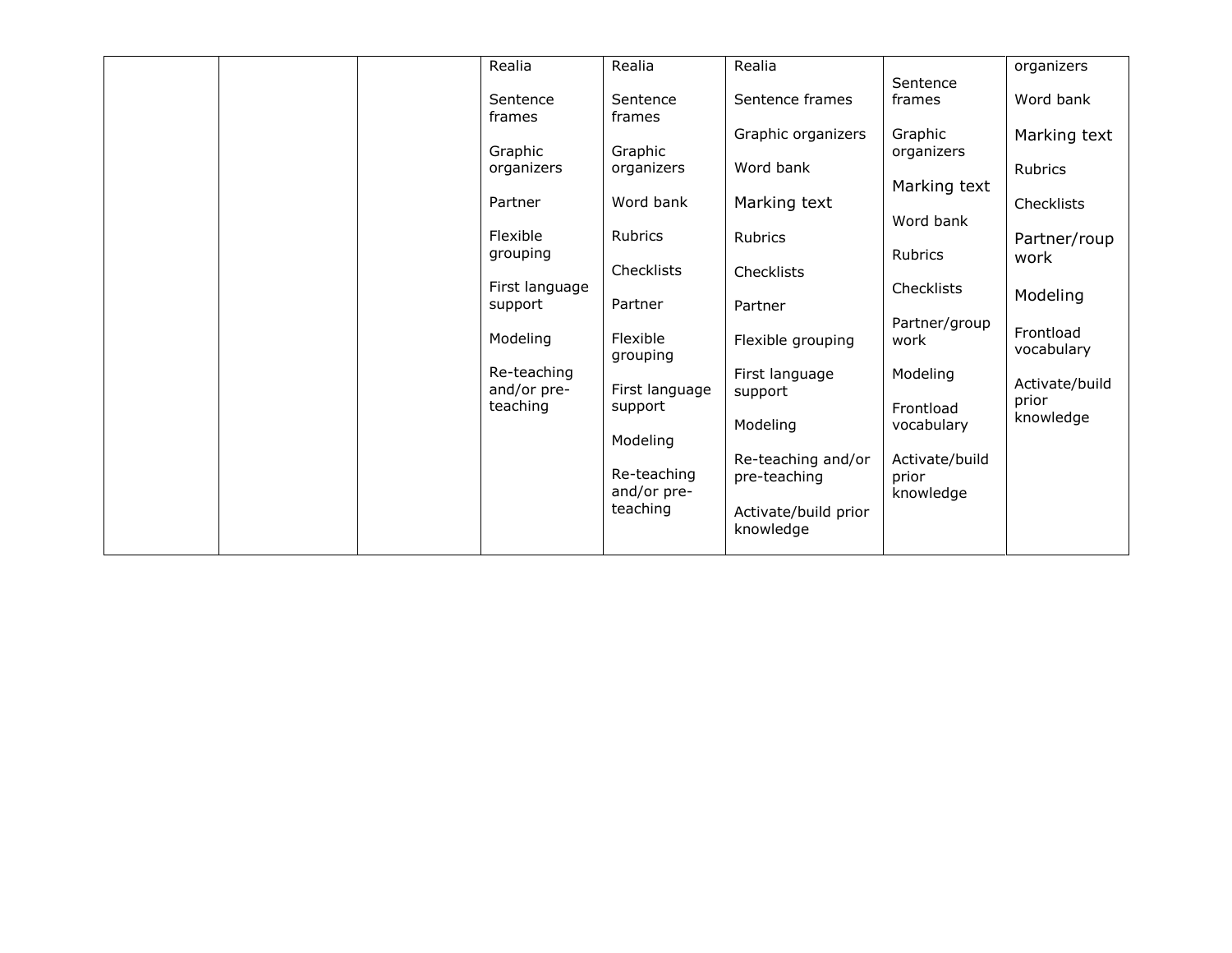| | | | | | | | |
|---|---|---|---|---|---|---|---|
| | | | Realia<br><br>Sentence frames<br><br>Graphic organizers<br><br>Partner<br><br>Flexible grouping<br><br>First language support<br><br>Modeling<br><br>Re-teaching and/or pre-teaching | Realia<br><br>Sentence frames<br><br>Graphic organizers<br><br>Word bank<br><br>Rubrics<br><br>Checklists<br><br>Partner<br><br>Flexible grouping<br><br>First language support<br><br>Modeling<br><br>Re-teaching and/or pre-teaching | Realia<br><br>Sentence frames<br><br>Graphic organizers<br><br>Word bank<br><br>Marking text<br><br>Rubrics<br><br>Checklists<br><br>Partner<br><br>Flexible grouping<br><br>First language support<br><br>Modeling<br><br>Re-teaching and/or pre-teaching<br><br>Activate/build prior knowledge | Sentence frames<br><br>Graphic organizers<br><br>Marking text<br><br>Word bank<br><br>Rubrics<br><br>Checklists<br><br>Partner/group work<br><br>Modeling<br><br>Frontload vocabulary<br><br>Activate/build prior knowledge | organizers<br><br>Word bank<br><br>Marking text<br><br>Rubrics<br><br>Checklists<br><br>Partner/roup work<br><br>Modeling<br><br>Frontload vocabulary<br><br>Activate/build prior knowledge |